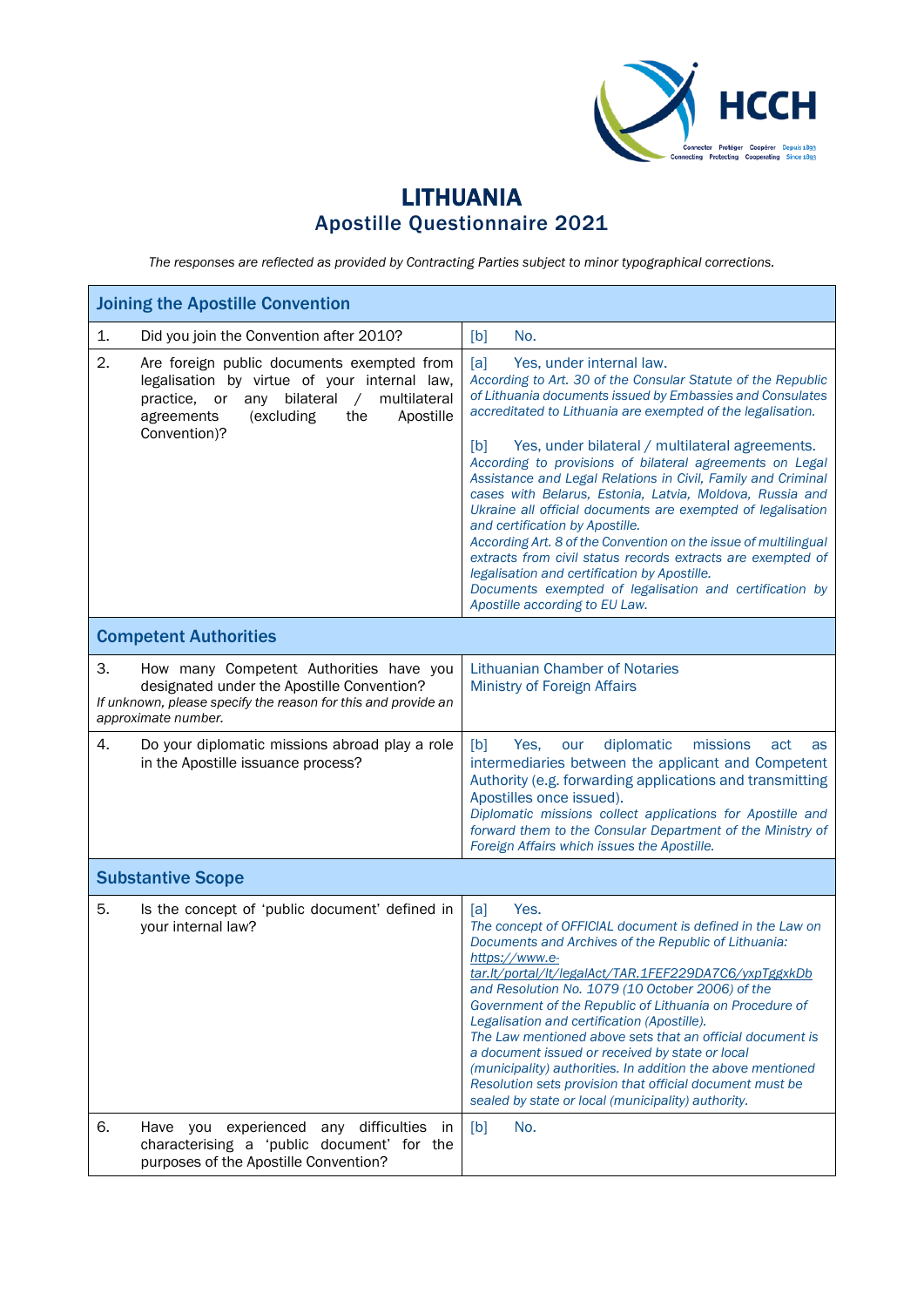# LITHUANIA
## Apostille Questionnaire 2021

*The responses are reflected as provided by Contracting Parties subject to minor typographical corrections.*

| | | |
|---|---|---|
| **Joining the Apostille Convention** | | |
| 1. | Did you join the Convention after 2010? | [b] No. |
| 2. | Are foreign public documents exempted from legalisation by virtue of your internal law, practice, or any bilateral / multilateral agreements (excluding the Apostille Convention)? | [a] Yes, under internal law.<br>*According to Art. 30 of the Consular Statute of the Republic of Lithuania documents issued by Embassies and Consulates accreditated to Lithuania are exempted of the legalisation.*<br><br>[b] Yes, under bilateral / multilateral agreements.<br>*According to provisions of bilateral agreements on Legal Assistance and Legal Relations in Civil, Family and Criminal cases with Belarus, Estonia, Latvia, Moldova, Russia and Ukraine all official documents are exempted of legalisation and certification by Apostille.*<br>*According Art. 8 of the Convention on the issue of multilingual extracts from civil status records extracts are exempted of legalisation and certification by Apostille.*<br>*Documents exempted of legalisation and certification by Apostille according to EU Law.* |
| **Competent Authorities** | | |
| 3. | How many Competent Authorities have you designated under the Apostille Convention?<br>*If unknown, please specify the reason for this and provide an approximate number.* | Lithuanian Chamber of Notaries<br>Ministry of Foreign Affairs |
| 4. | Do your diplomatic missions abroad play a role in the Apostille issuance process? | [b] Yes, our diplomatic missions act as intermediaries between the applicant and Competent Authority (e.g. forwarding applications and transmitting Apostilles once issued).<br>*Diplomatic missions collect applications for Apostille and forward them to the Consular Department of the Ministry of Foreign Affairs which issues the Apostille.* |
| **Substantive Scope** | | |
| 5. | Is the concept of 'public document' defined in your internal law? | [a] Yes.<br>*The concept of OFFICIAL document is defined in the Law on Documents and Archives of the Republic of Lithuania: https://www.e-tar.lt/portal/lt/legalAct/TAR.1FEF229DA7C6/yxpTggxkDb and Resolution No. 1079 (10 October 2006) of the Government of the Republic of Lithuania on Procedure of Legalisation and certification (Apostille).*<br>*The Law mentioned above sets that an official document is a document issued or received by state or local (municipality) authorities. In addition the above mentioned Resolution sets provision that official document must be sealed by state or local (municipality) authority.* |
| 6. | Have you experienced any difficulties in characterising a 'public document' for the purposes of the Apostille Convention? | [b] No. |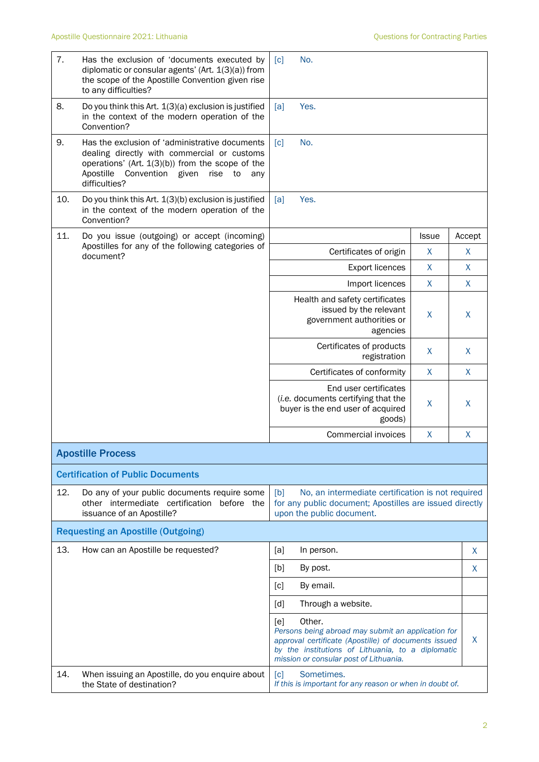| | | |
|---|---|---|
| 7. | Has the exclusion of 'documents executed by diplomatic or consular agents' (Art. 1(3)(a)) from the scope of the Apostille Convention given rise to any difficulties? | [c] No. |
| 8. | Do you think this Art. 1(3)(a) exclusion is justified in the context of the modern operation of the Convention? | [a] Yes. |
| 9. | Has the exclusion of 'administrative documents dealing directly with commercial or customs operations' (Art. 1(3)(b)) from the scope of the Apostille Convention given rise to any difficulties? | [c] No. |
| 10. | Do you think this Art. 1(3)(b) exclusion is justified in the context of the modern operation of the Convention? | [a] Yes. |

| 11. Do you issue (outgoing) or accept (incoming) Apostilles for any of the following categories of document? | Issue | Accept |
|---|---|---|
| Certificates of origin | X | X |
| Export licences | X | X |
| Import licences | X | X |
| Health and safety certificates issued by the relevant government authorities or agencies | X | X |
| Certificates of products registration | X | X |
| Certificates of conformity | X | X |
| End user certificates (*i.e.* documents certifying that the buyer is the end user of acquired goods) | X | X |
| Commercial invoices | X | X |

## Apostille Process

### Certification of Public Documents

| | | |
|---|---|---|
| 12. | Do any of your public documents require some other intermediate certification before the issuance of an Apostille? | [b] No, an intermediate certification is not required for any public document; Apostilles are issued directly upon the public document. |

### Requesting an Apostille (Outgoing)

| 13. How can an Apostille be requested? | | |
|---|---|---|
| [a] | In person. | X |
| [b] | By post. | X |
| [c] | By email. | |
| [d] | Through a website. | |
| [e] | Other. *Persons being abroad may submit an application for approval certificate (Apostille) of documents issued by the institutions of Lithuania, to a diplomatic mission or consular post of Lithuania.* | X |

| | | |
|---|---|---|
| 14. | When issuing an Apostille, do you enquire about the State of destination? | [c] Sometimes. *If this is important for any reason or when in doubt of.* |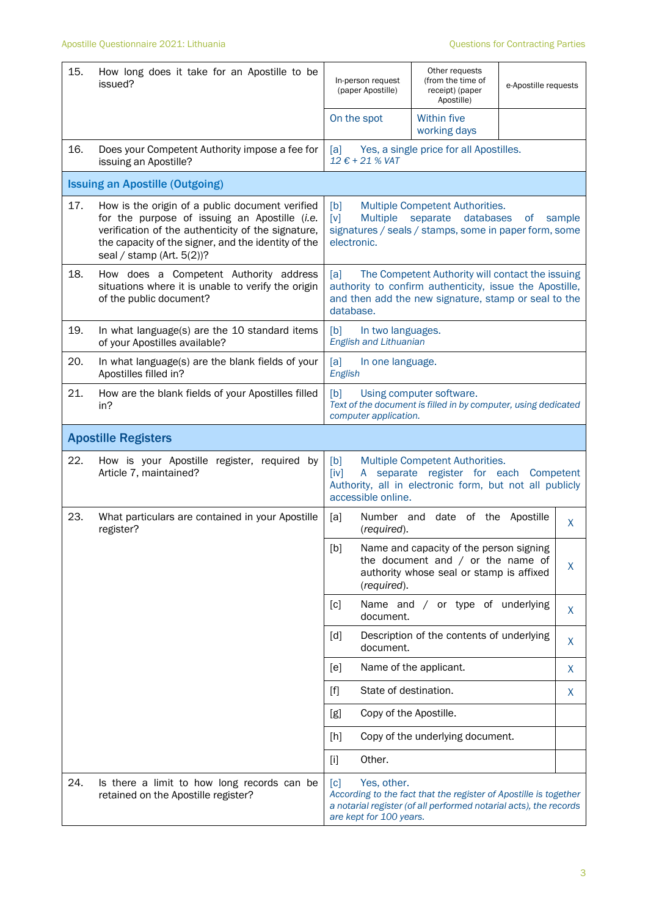| | | | | |
|---|---|---|---|---|
| 15. | How long does it take for an Apostille to be issued? | In-person request (paper Apostille) | Other requests (from the time of receipt) (paper Apostille) | e-Apostille requests |
| | | On the spot | Within five working days | |
| 16. | Does your Competent Authority impose a fee for issuing an Apostille? | [a] Yes, a single price for all Apostilles. *12 € + 21 % VAT* | | |
| **Issuing an Apostille (Outgoing)** | | | | |
| 17. | How is the origin of a public document verified for the purpose of issuing an Apostille (*i.e.* verification of the authenticity of the signature, the capacity of the signer, and the identity of the seal / stamp (Art. 5(2))? | [b] Multiple Competent Authorities. [v] Multiple separate databases of sample signatures / seals / stamps, some in paper form, some electronic. | | |
| 18. | How does a Competent Authority address situations where it is unable to verify the origin of the public document? | [a] The Competent Authority will contact the issuing authority to confirm authenticity, issue the Apostille, and then add the new signature, stamp or seal to the database. | | |
| 19. | In what language(s) are the 10 standard items of your Apostilles available? | [b] In two languages. *English and Lithuanian* | | |
| 20. | In what language(s) are the blank fields of your Apostilles filled in? | [a] In one language. *English* | | |
| 21. | How are the blank fields of your Apostilles filled in? | [b] Using computer software. *Text of the document is filled in by computer, using dedicated computer application.* | | |
| **Apostille Registers** | | | | |
| 22. | How is your Apostille register, required by Article 7, maintained? | [b] Multiple Competent Authorities. [iv] A separate register for each Competent Authority, all in electronic form, but not all publicly accessible online. | | |
| 23. | What particulars are contained in your Apostille register? | [a] Number and date of the Apostille (*required*). | X | |
| | | [b] Name and capacity of the person signing the document and / or the name of authority whose seal or stamp is affixed (*required*). | X | |
| | | [c] Name and / or type of underlying document. | X | |
| | | [d] Description of the contents of underlying document. | X | |
| | | [e] Name of the applicant. | X | |
| | | [f] State of destination. | X | |
| | | [g] Copy of the Apostille. | | |
| | | [h] Copy of the underlying document. | | |
| | | [i] Other. | | |
| 24. | Is there a limit to how long records can be retained on the Apostille register? | [c] Yes, other. *According to the fact that the register of Apostille is together a notarial register (of all performed notarial acts), the records are kept for 100 years.* | | |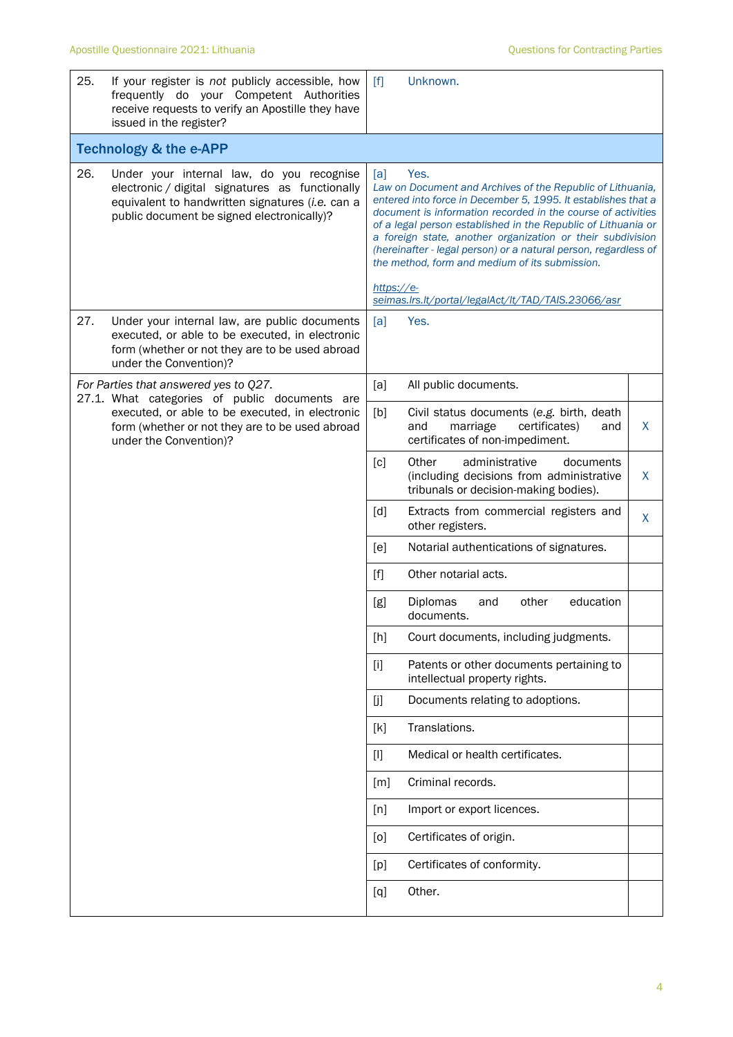| | | | |
|---|---|---|---|
| 25. | If your register is *not* publicly accessible, how frequently do your Competent Authorities receive requests to verify an Apostille they have issued in the register? | [f] Unknown. | |

## Technology & the e-APP

| | | | |
|---|---|---|---|
| 26. | Under your internal law, do you recognise electronic / digital signatures as functionally equivalent to handwritten signatures (*i.e.* can a public document be signed electronically)? | [a] Yes.<br>*Law on Document and Archives of the Republic of Lithuania, entered into force in December 5, 1995. It establishes that a document is information recorded in the course of activities of a legal person established in the Republic of Lithuania or a foreign state, another organization or their subdivision (hereinafter - legal person) or a natural person, regardless of the method, form and medium of its submission.*<br><br>https://e-seimas.lrs.lt/portal/legalAct/lt/TAD/TAIS.23066/asr | |
| 27. | Under your internal law, are public documents executed, or able to be executed, in electronic form (whether or not they are to be used abroad under the Convention)? | [a] Yes. | |

*For Parties that answered yes to Q27.*
27.1. What categories of public documents are executed, or able to be executed, in electronic form (whether or not they are to be used abroad under the Convention)?

| | | |
|---|---|---|
| [a] | All public documents. | |
| [b] | Civil status documents (*e.g.* birth, death and marriage certificates) and certificates of non-impediment. | X |
| [c] | Other administrative documents (including decisions from administrative tribunals or decision-making bodies). | X |
| [d] | Extracts from commercial registers and other registers. | X |
| [e] | Notarial authentications of signatures. | |
| [f] | Other notarial acts. | |
| [g] | Diplomas and other education documents. | |
| [h] | Court documents, including judgments. | |
| [i] | Patents or other documents pertaining to intellectual property rights. | |
| [j] | Documents relating to adoptions. | |
| [k] | Translations. | |
| [l] | Medical or health certificates. | |
| [m] | Criminal records. | |
| [n] | Import or export licences. | |
| [o] | Certificates of origin. | |
| [p] | Certificates of conformity. | |
| [q] | Other. | |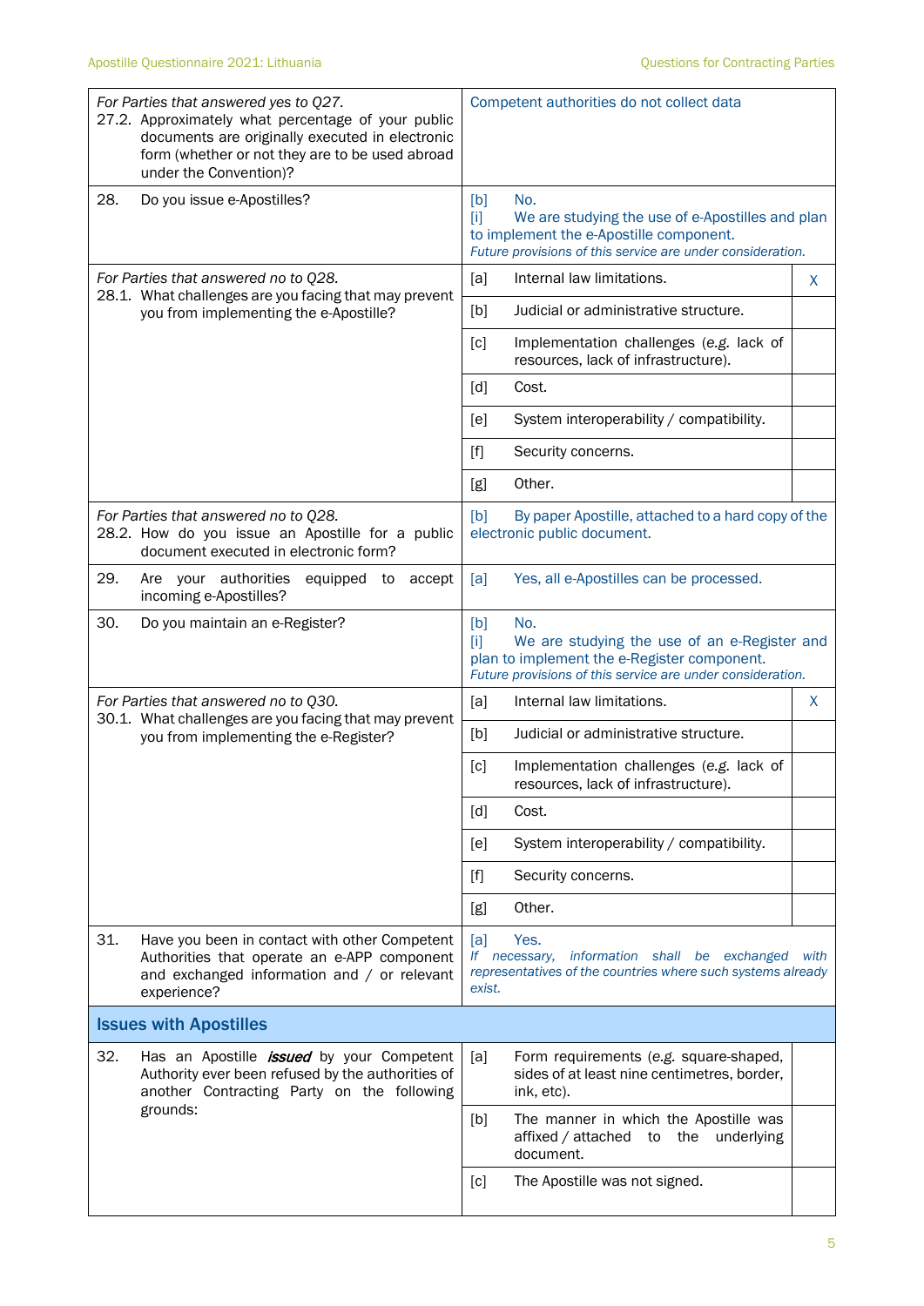| | | |
|---|---|---|
| *For Parties that answered yes to Q27.*<br>27.2. Approximately what percentage of your public documents are originally executed in electronic form (whether or not they are to be used abroad under the Convention)? | Competent authorities do not collect data | |
| 28. Do you issue e-Apostilles? | [b] No.<br>[i] We are studying the use of e-Apostilles and plan to implement the e-Apostille component.<br>*Future provisions of this service are under consideration.* | |
| *For Parties that answered no to Q28.*<br>28.1. What challenges are you facing that may prevent you from implementing the e-Apostille? | [a] Internal law limitations. | X |
| | [b] Judicial or administrative structure. | |
| | [c] Implementation challenges (*e.g.* lack of resources, lack of infrastructure). | |
| | [d] Cost. | |
| | [e] System interoperability / compatibility. | |
| | [f] Security concerns. | |
| | [g] Other. | |
| *For Parties that answered no to Q28.*<br>28.2. How do you issue an Apostille for a public document executed in electronic form? | [b] By paper Apostille, attached to a hard copy of the electronic public document. | |
| 29. Are your authorities equipped to accept incoming e-Apostilles? | [a] Yes, all e-Apostilles can be processed. | |
| 30. Do you maintain an e-Register? | [b] No.<br>[i] We are studying the use of an e-Register and plan to implement the e-Register component.<br>*Future provisions of this service are under consideration.* | |
| *For Parties that answered no to Q30.*<br>30.1. What challenges are you facing that may prevent you from implementing the e-Register? | [a] Internal law limitations. | X |
| | [b] Judicial or administrative structure. | |
| | [c] Implementation challenges (*e.g.* lack of resources, lack of infrastructure). | |
| | [d] Cost. | |
| | [e] System interoperability / compatibility. | |
| | [f] Security concerns. | |
| | [g] Other. | |
| 31. Have you been in contact with other Competent Authorities that operate an e-APP component and exchanged information and / or relevant experience? | [a] Yes.<br>*If necessary, information shall be exchanged with representatives of the countries where such systems already exist.* | |

## Issues with Apostilles

| | | |
|---|---|---|
| 32. Has an Apostille ***issued*** by your Competent Authority ever been refused by the authorities of another Contracting Party on the following grounds: | [a] Form requirements (*e.g.* square-shaped, sides of at least nine centimetres, border, ink, etc). | |
| | [b] The manner in which the Apostille was affixed / attached to the underlying document. | |
| | [c] The Apostille was not signed. | |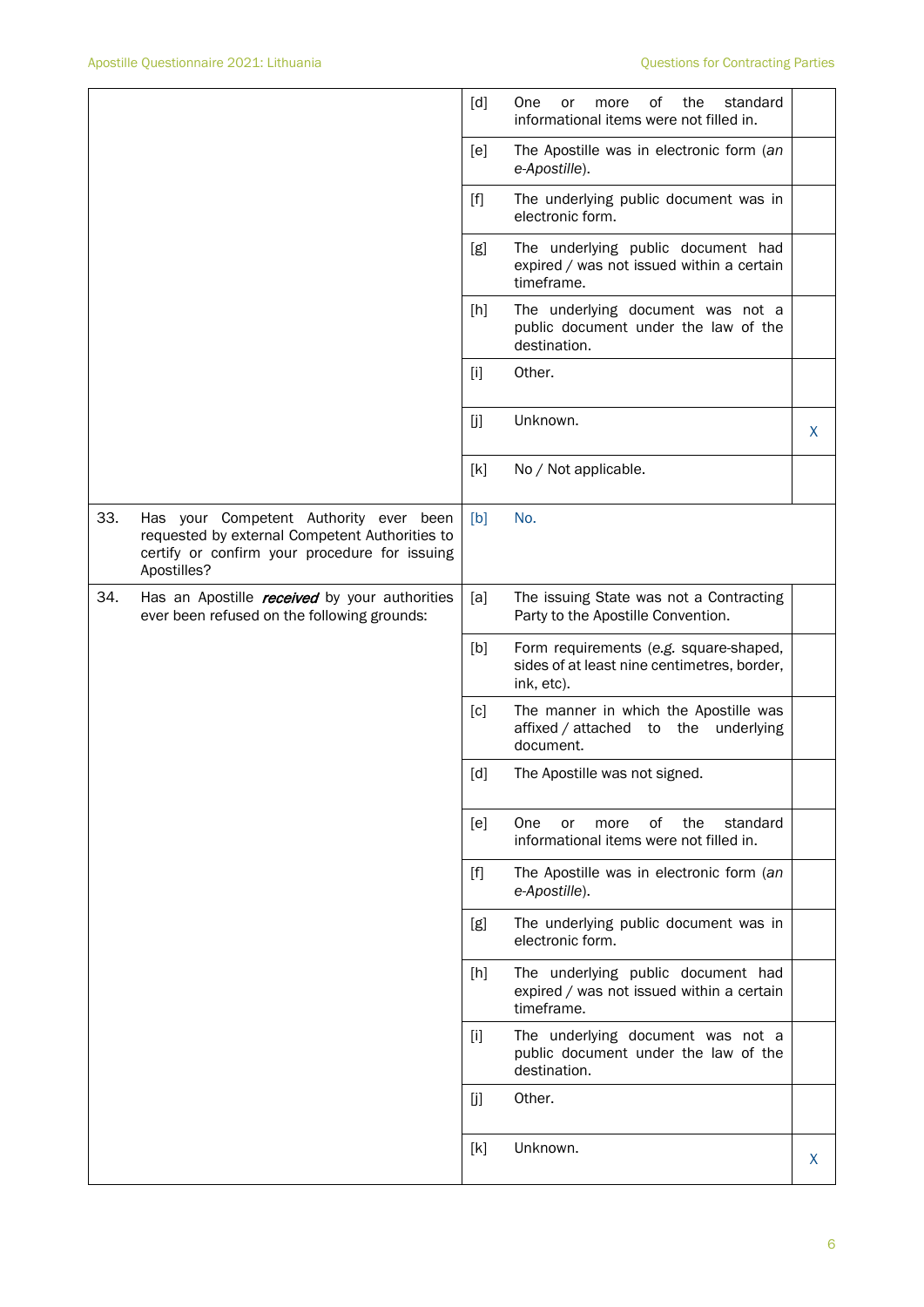| | | | |
|---|---|---|---|
| | [d] | One or more of the standard informational items were not filled in. | |
| | [e] | The Apostille was in electronic form (*an e-Apostille*). | |
| | [f] | The underlying public document was in electronic form. | |
| | [g] | The underlying public document had expired / was not issued within a certain timeframe. | |
| | [h] | The underlying document was not a public document under the law of the destination. | |
| | [i] | Other. | |
| | [j] | Unknown. | X |
| | [k] | No / Not applicable. | |
| 33. Has your Competent Authority ever been requested by external Competent Authorities to certify or confirm your procedure for issuing Apostilles? | [b] | No. | |
| 34. Has an Apostille ***received*** by your authorities ever been refused on the following grounds: | [a] | The issuing State was not a Contracting Party to the Apostille Convention. | |
| | [b] | Form requirements (*e.g.* square-shaped, sides of at least nine centimetres, border, ink, etc). | |
| | [c] | The manner in which the Apostille was affixed / attached to the underlying document. | |
| | [d] | The Apostille was not signed. | |
| | [e] | One or more of the standard informational items were not filled in. | |
| | [f] | The Apostille was in electronic form (*an e-Apostille*). | |
| | [g] | The underlying public document was in electronic form. | |
| | [h] | The underlying public document had expired / was not issued within a certain timeframe. | |
| | [i] | The underlying document was not a public document under the law of the destination. | |
| | [j] | Other. | |
| | [k] | Unknown. | X |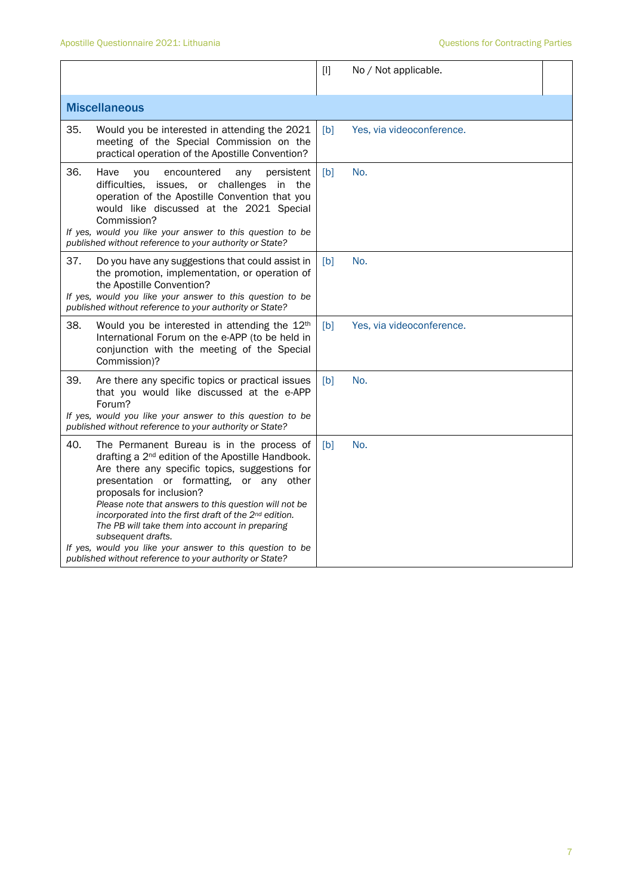| | | | |
|---|---|---|---|
| | [l] | No / Not applicable. | |

## Miscellaneous

| | | |
|---|---|---|
| 35. Would you be interested in attending the 2021 meeting of the Special Commission on the practical operation of the Apostille Convention? | [b] | Yes, via videoconference. |
| 36. Have you encountered any persistent difficulties, issues, or challenges in the operation of the Apostille Convention that you would like discussed at the 2021 Special Commission?<br>*If yes, would you like your answer to this question to be published without reference to your authority or State?* | [b] | No. |
| 37. Do you have any suggestions that could assist in the promotion, implementation, or operation of the Apostille Convention?<br>*If yes, would you like your answer to this question to be published without reference to your authority or State?* | [b] | No. |
| 38. Would you be interested in attending the 12th International Forum on the e-APP (to be held in conjunction with the meeting of the Special Commission)? | [b] | Yes, via videoconference. |
| 39. Are there any specific topics or practical issues that you would like discussed at the e-APP Forum?<br>*If yes, would you like your answer to this question to be published without reference to your authority or State?* | [b] | No. |
| 40. The Permanent Bureau is in the process of drafting a 2nd edition of the Apostille Handbook. Are there any specific topics, suggestions for presentation or formatting, or any other proposals for inclusion?<br>*Please note that answers to this question will not be incorporated into the first draft of the 2nd edition. The PB will take them into account in preparing subsequent drafts.*<br>*If yes, would you like your answer to this question to be published without reference to your authority or State?* | [b] | No. |